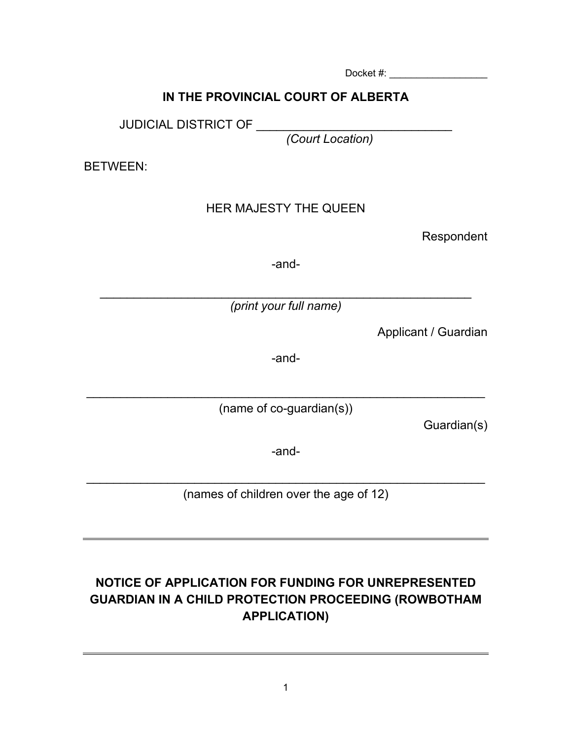Docket #: _________________

**IN THE PROVINCIAL COURT OF ALBERTA**

JUDICIAL DISTRICT OF ______________________________
*(Court Location)*

BETWEEN:

HER MAJESTY THE QUEEN

Respondent

-and-

_________________________________________________________
*(print your full name)*

Applicant / Guardian

-and-

_____________________________________________________________
(name of co-guardian(s))

Guardian(s)

-and-

_____________________________________________________________
(names of children over the age of 12)

---

**NOTICE OF APPLICATION FOR FUNDING FOR UNREPRESENTED GUARDIAN IN A CHILD PROTECTION PROCEEDING (ROWBOTHAM APPLICATION)**

---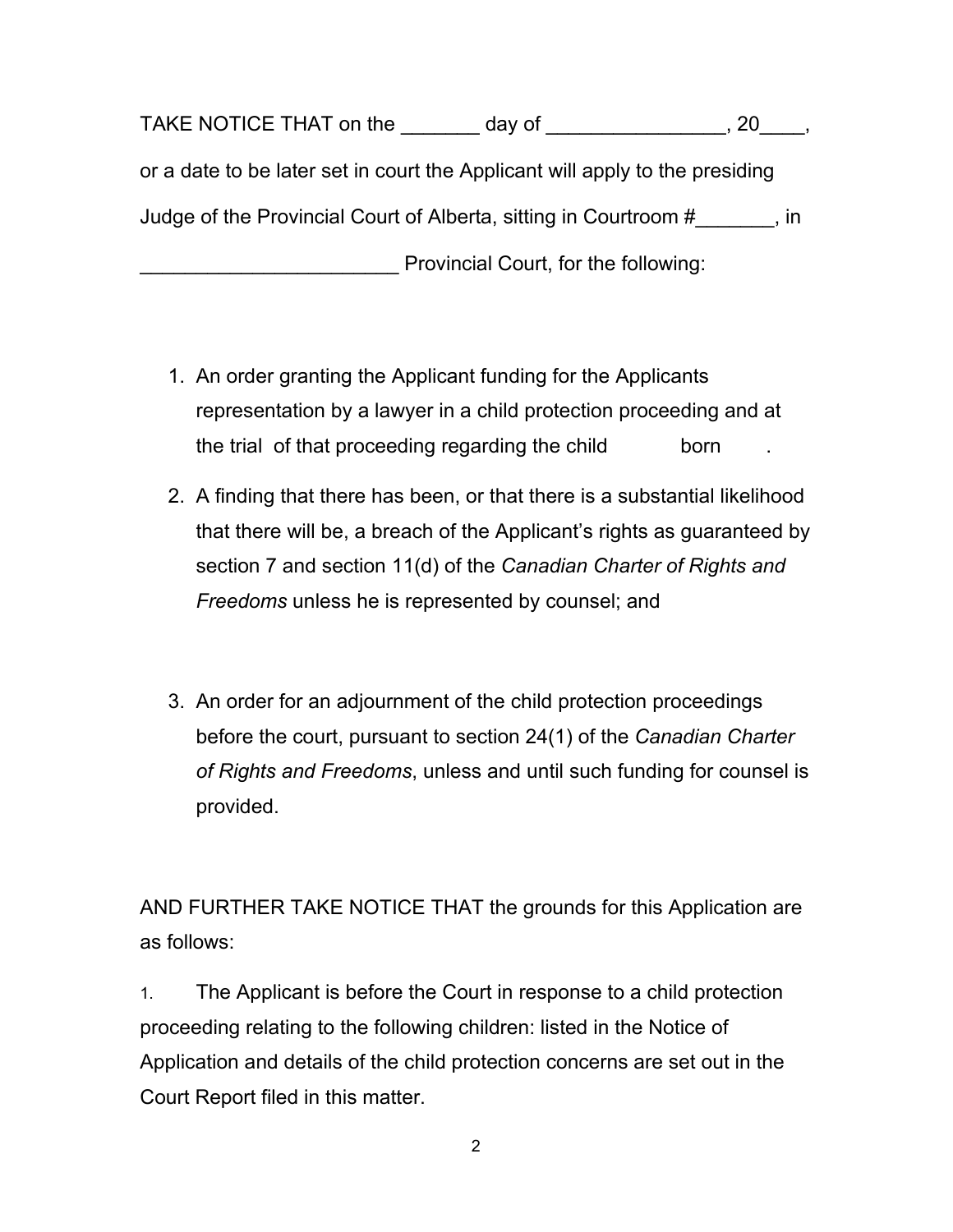TAKE NOTICE THAT on the _______ day of ________________, 20____, or a date to be later set in court the Applicant will apply to the presiding Judge of the Provincial Court of Alberta, sitting in Courtroom #_______, in _______________________ Provincial Court, for the following:

1. An order granting the Applicant funding for the Applicants representation by a lawyer in a child protection proceeding and at the trial of that proceeding regarding the child born .
2. A finding that there has been, or that there is a substantial likelihood that there will be, a breach of the Applicant's rights as guaranteed by section 7 and section 11(d) of the *Canadian Charter of Rights and Freedoms* unless he is represented by counsel; and
3. An order for an adjournment of the child protection proceedings before the court, pursuant to section 24(1) of the *Canadian Charter of Rights and Freedoms*, unless and until such funding for counsel is provided.

AND FURTHER TAKE NOTICE THAT the grounds for this Application are as follows:

1. The Applicant is before the Court in response to a child protection proceeding relating to the following children: listed in the Notice of Application and details of the child protection concerns are set out in the Court Report filed in this matter.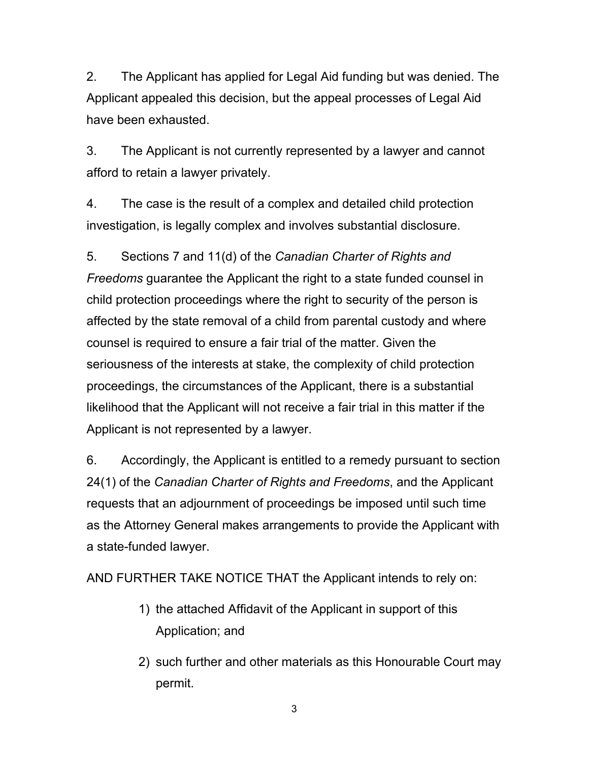2. The Applicant has applied for Legal Aid funding but was denied. The Applicant appealed this decision, but the appeal processes of Legal Aid have been exhausted.

3. The Applicant is not currently represented by a lawyer and cannot afford to retain a lawyer privately.

4. The case is the result of a complex and detailed child protection investigation, is legally complex and involves substantial disclosure.

5. Sections 7 and 11(d) of the *Canadian Charter of Rights and Freedoms* guarantee the Applicant the right to a state funded counsel in child protection proceedings where the right to security of the person is affected by the state removal of a child from parental custody and where counsel is required to ensure a fair trial of the matter. Given the seriousness of the interests at stake, the complexity of child protection proceedings, the circumstances of the Applicant, there is a substantial likelihood that the Applicant will not receive a fair trial in this matter if the Applicant is not represented by a lawyer.

6. Accordingly, the Applicant is entitled to a remedy pursuant to section 24(1) of the *Canadian Charter of Rights and Freedoms*, and the Applicant requests that an adjournment of proceedings be imposed until such time as the Attorney General makes arrangements to provide the Applicant with a state-funded lawyer.

AND FURTHER TAKE NOTICE THAT the Applicant intends to rely on:

1) the attached Affidavit of the Applicant in support of this Application; and
2) such further and other materials as this Honourable Court may permit.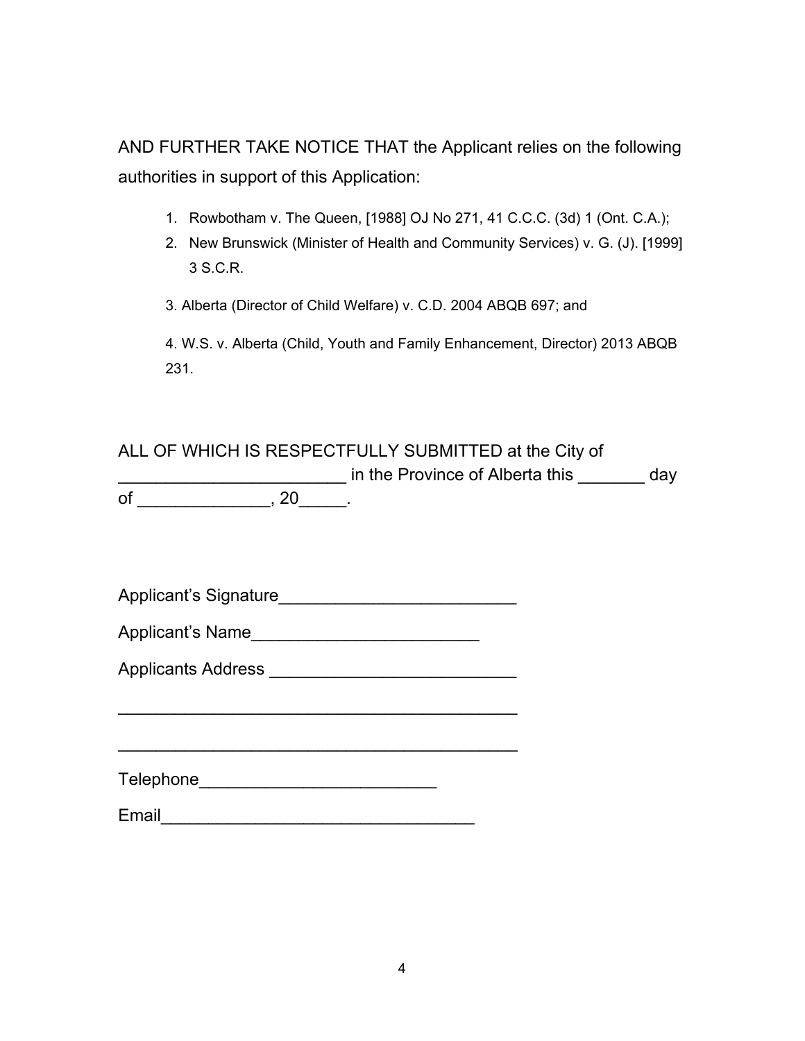AND FURTHER TAKE NOTICE THAT the Applicant relies on the following authorities in support of this Application:

1. Rowbotham v. The Queen, [1988] OJ No 271, 41 C.C.C. (3d) 1 (Ont. C.A.);
2. New Brunswick (Minister of Health and Community Services) v. G. (J). [1999] 3 S.C.R.
3. Alberta (Director of Child Welfare) v. C.D. 2004 ABQB 697; and
4. W.S. v. Alberta (Child, Youth and Family Enhancement, Director) 2013 ABQB 231.

ALL OF WHICH IS RESPECTFULLY SUBMITTED at the City of ________________________ in the Province of Alberta this _______ day of ______________, 20_____.

Applicant's Signature_________________________

Applicant's Name________________________

Applicants Address __________________________

___________________________________________

___________________________________________

Telephone_________________________

Email_________________________________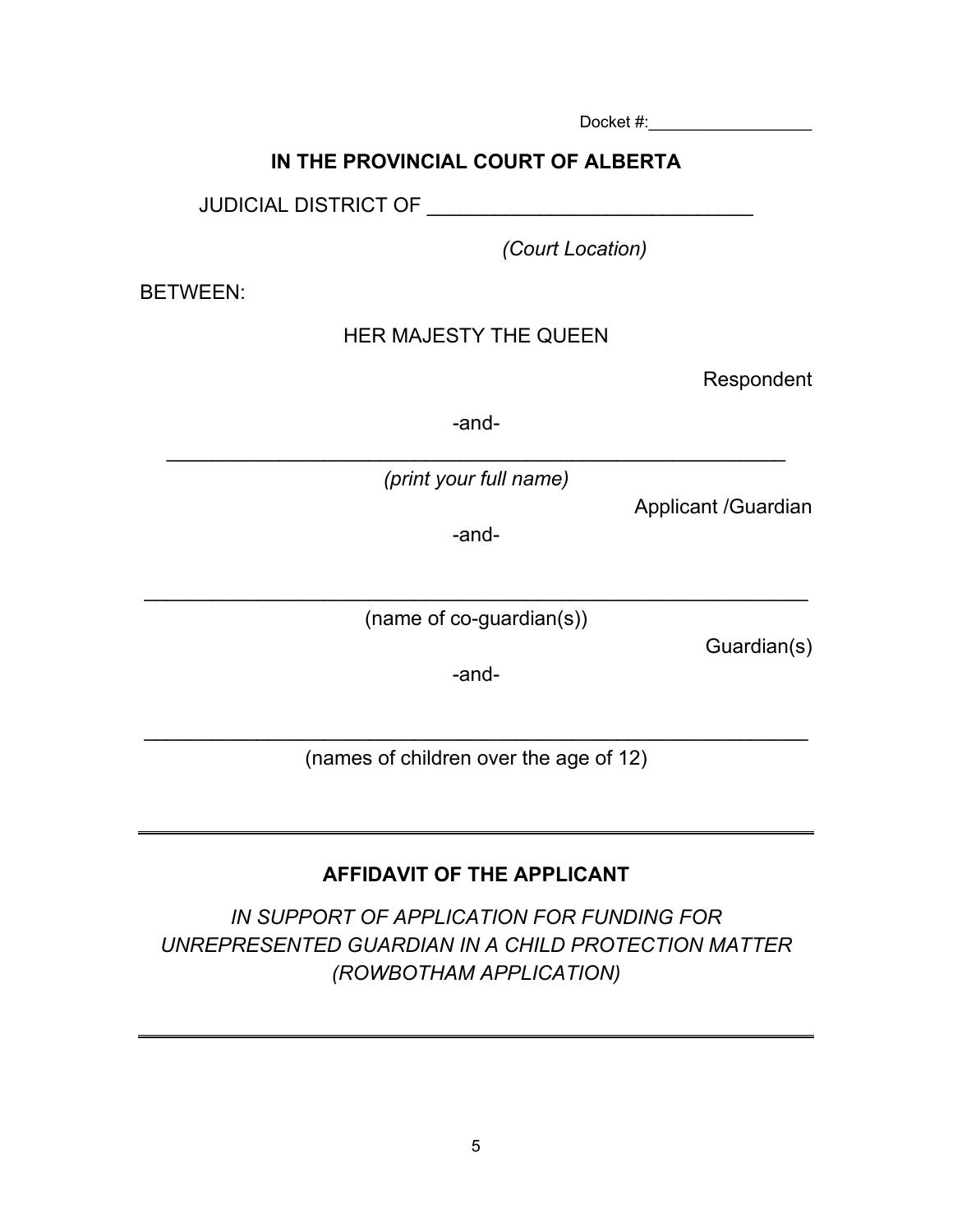Docket #:_________________

**IN THE PROVINCIAL COURT OF ALBERTA**

JUDICIAL DISTRICT OF ____________________________

*(Court Location)*

BETWEEN:

HER MAJESTY THE QUEEN

Respondent

-and-

________________________________________________________

*(print your full name)*

Applicant /Guardian

-and-

________________________________________________________

(name of co-guardian(s))

Guardian(s)

-and-

________________________________________________________

(names of children over the age of 12)

---

**AFFIDAVIT OF THE APPLICANT**

*IN SUPPORT OF APPLICATION FOR FUNDING FOR UNREPRESENTED GUARDIAN IN A CHILD PROTECTION MATTER (ROWBOTHAM APPLICATION)*

---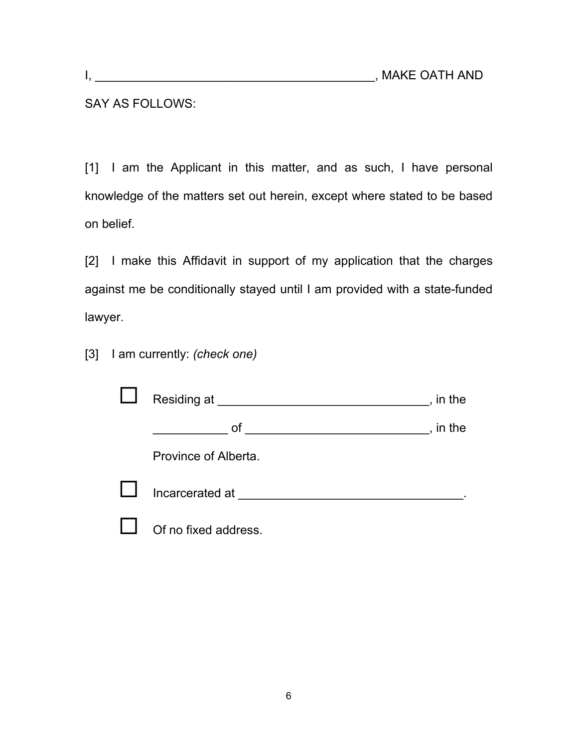I, ________________________________________, MAKE OATH AND SAY AS FOLLOWS:

[1] I am the Applicant in this matter, and as such, I have personal knowledge of the matters set out herein, except where stated to be based on belief.

[2] I make this Affidavit in support of my application that the charges against me be conditionally stayed until I am provided with a state-funded lawyer.

[3] I am currently: *(check one)*

☐ Residing at ______________________________, in the ___________ of __________________________, in the Province of Alberta.

☐ Incarcerated at ________________________________.

☐ Of no fixed address.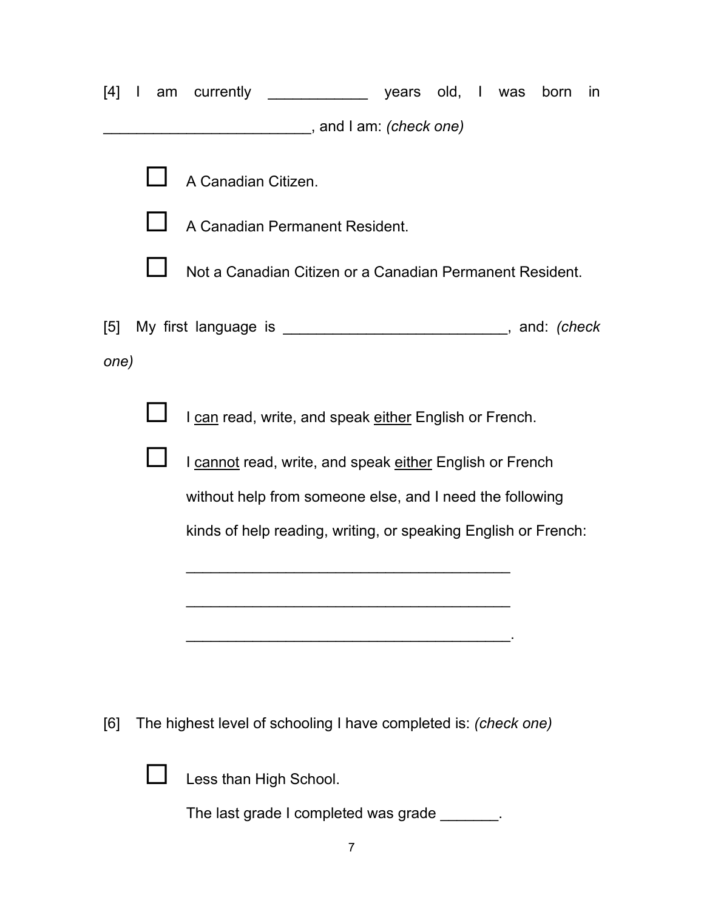[4] I am currently ____________ years old, I was born in _________________________, and I am: *(check one)*

- ☐ A Canadian Citizen.
- ☐ A Canadian Permanent Resident.
- ☐ Not a Canadian Citizen or a Canadian Permanent Resident.

[5] My first language is ___________________________, and: *(check one)*

- ☐ I <u>can</u> read, write, and speak <u>either</u> English or French.
- ☐ I <u>cannot</u> read, write, and speak <u>either</u> English or French without help from someone else, and I need the following kinds of help reading, writing, or speaking English or French:

  _______________________________________

  _______________________________________

  _______________________________________.

[6] The highest level of schooling I have completed is: *(check one)*

- ☐ Less than High School.

  The last grade I completed was grade _______.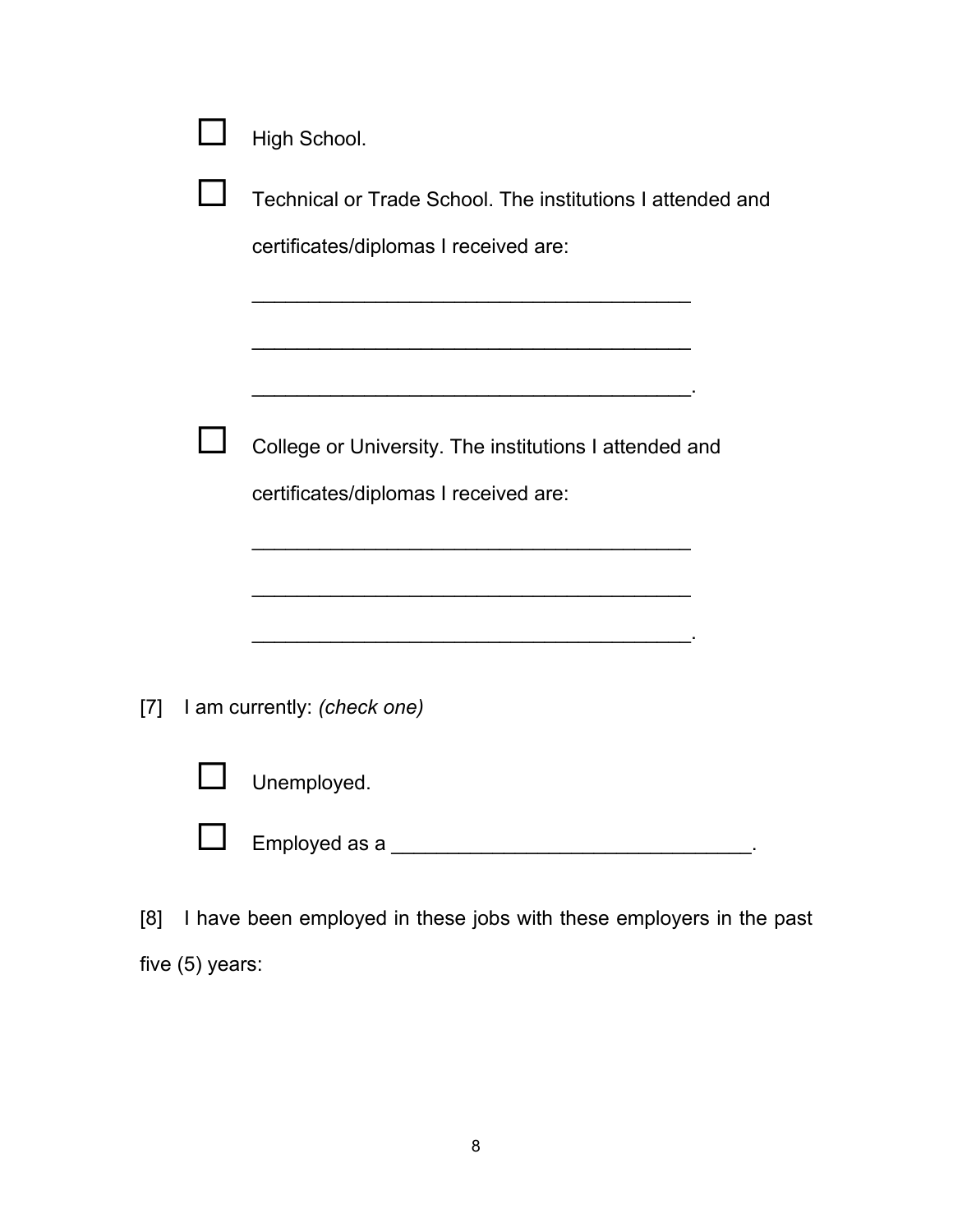☐ High School.

☐ Technical or Trade School. The institutions I attended and certificates/diplomas I received are:

_______________________________________

_______________________________________

_______________________________________.

☐ College or University. The institutions I attended and certificates/diplomas I received are:

_______________________________________

_______________________________________

_______________________________________.

[7] I am currently: *(check one)*

☐ Unemployed.

☐ Employed as a _______________________________.

[8] I have been employed in these jobs with these employers in the past five (5) years: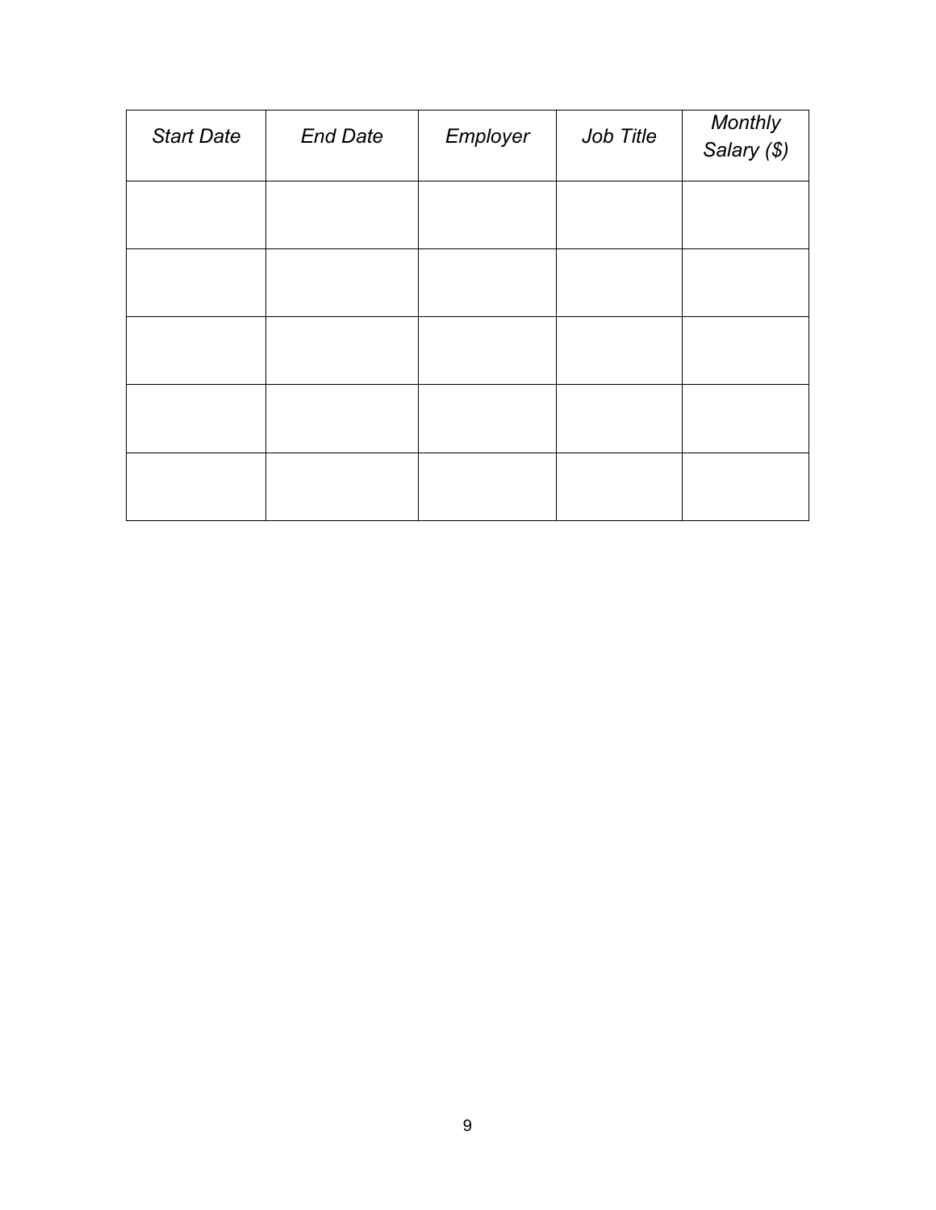| *Start Date* | *End Date* | *Employer* | *Job Title* | *Monthly Salary ($)* |
|---|---|---|---|---|
| | | | | |
| | | | | |
| | | | | |
| | | | | |
| | | | | |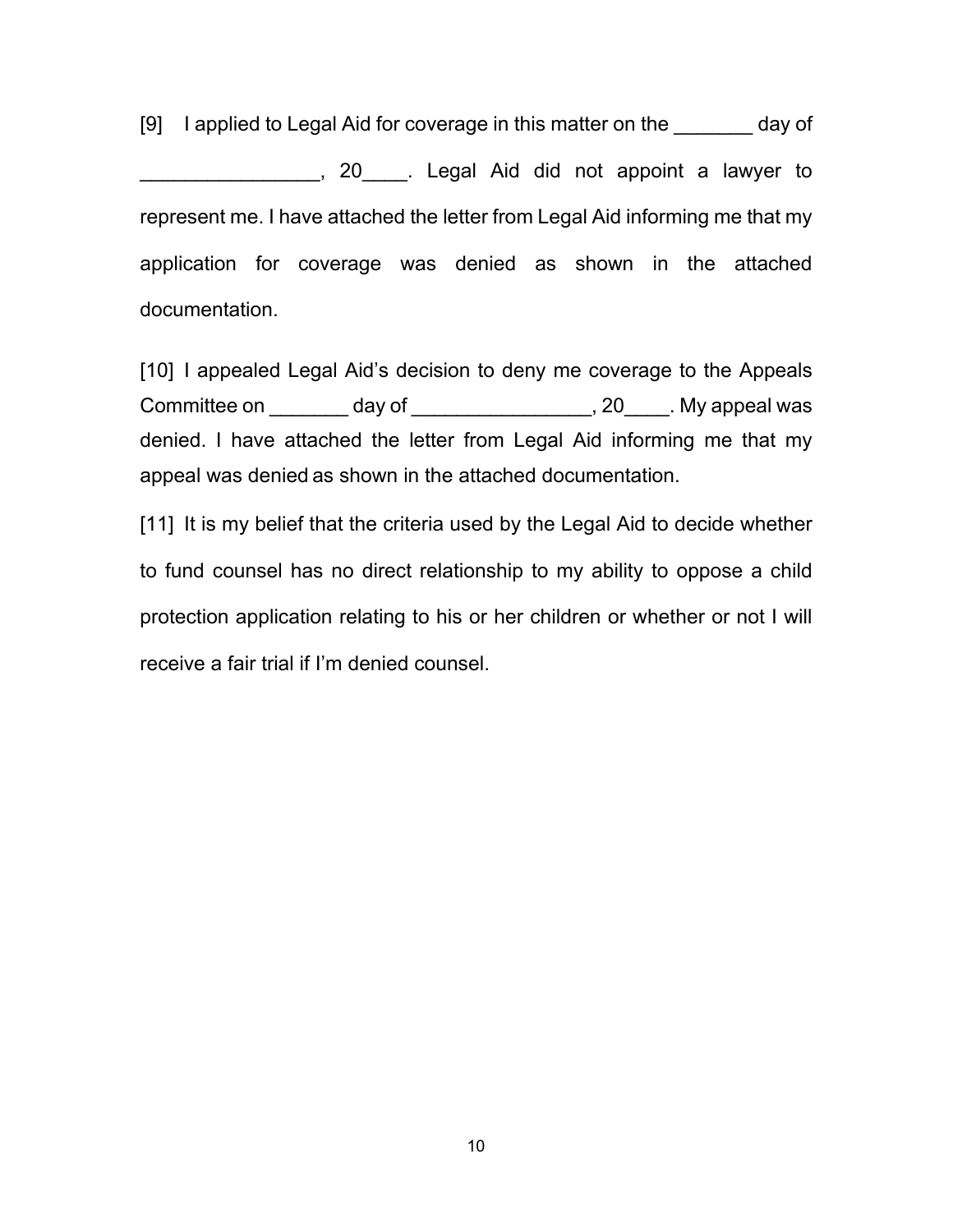[9] I applied to Legal Aid for coverage in this matter on the _______ day of ________________, 20____. Legal Aid did not appoint a lawyer to represent me. I have attached the letter from Legal Aid informing me that my application for coverage was denied as shown in the attached documentation.

[10] I appealed Legal Aid's decision to deny me coverage to the Appeals Committee on _______ day of ________________, 20____. My appeal was denied. I have attached the letter from Legal Aid informing me that my appeal was denied as shown in the attached documentation.

[11] It is my belief that the criteria used by the Legal Aid to decide whether to fund counsel has no direct relationship to my ability to oppose a child protection application relating to his or her children or whether or not I will receive a fair trial if I'm denied counsel.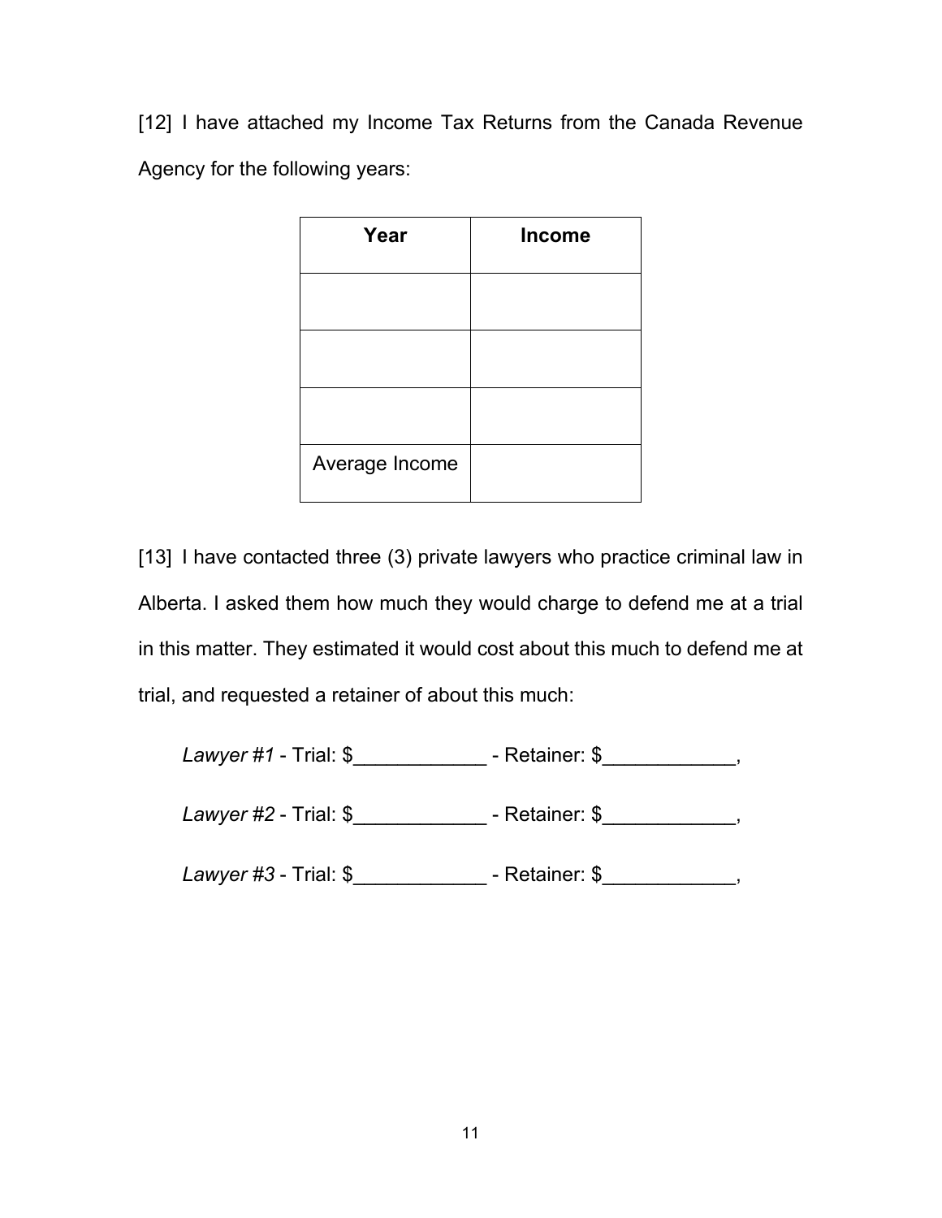[12] I have attached my Income Tax Returns from the Canada Revenue Agency for the following years:

| **Year** | **Income** |
|---|---|
| | |
| | |
| | |
| Average Income | |

[13] I have contacted three (3) private lawyers who practice criminal law in Alberta. I asked them how much they would charge to defend me at a trial in this matter. They estimated it would cost about this much to defend me at trial, and requested a retainer of about this much:

*Lawyer #1* - Trial: $____________ - Retainer: $____________,

*Lawyer #2* - Trial: $____________ - Retainer: $____________,

*Lawyer #3* - Trial: $____________ - Retainer: $____________,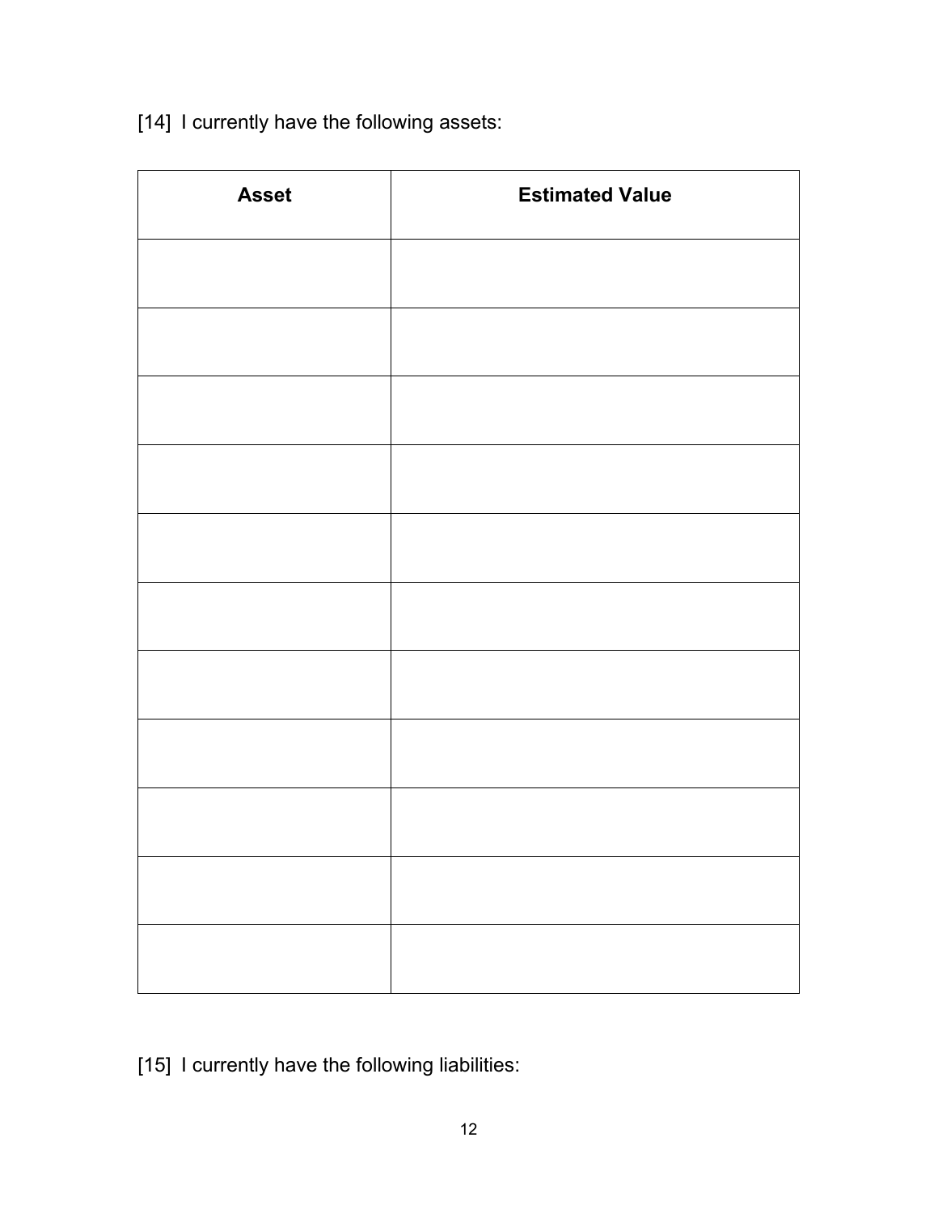[14] I currently have the following assets:

| Asset | Estimated Value |
| --- | --- |
| | |
| | |
| | |
| | |
| | |
| | |
| | |
| | |
| | |
| | |
| | |

[15] I currently have the following liabilities: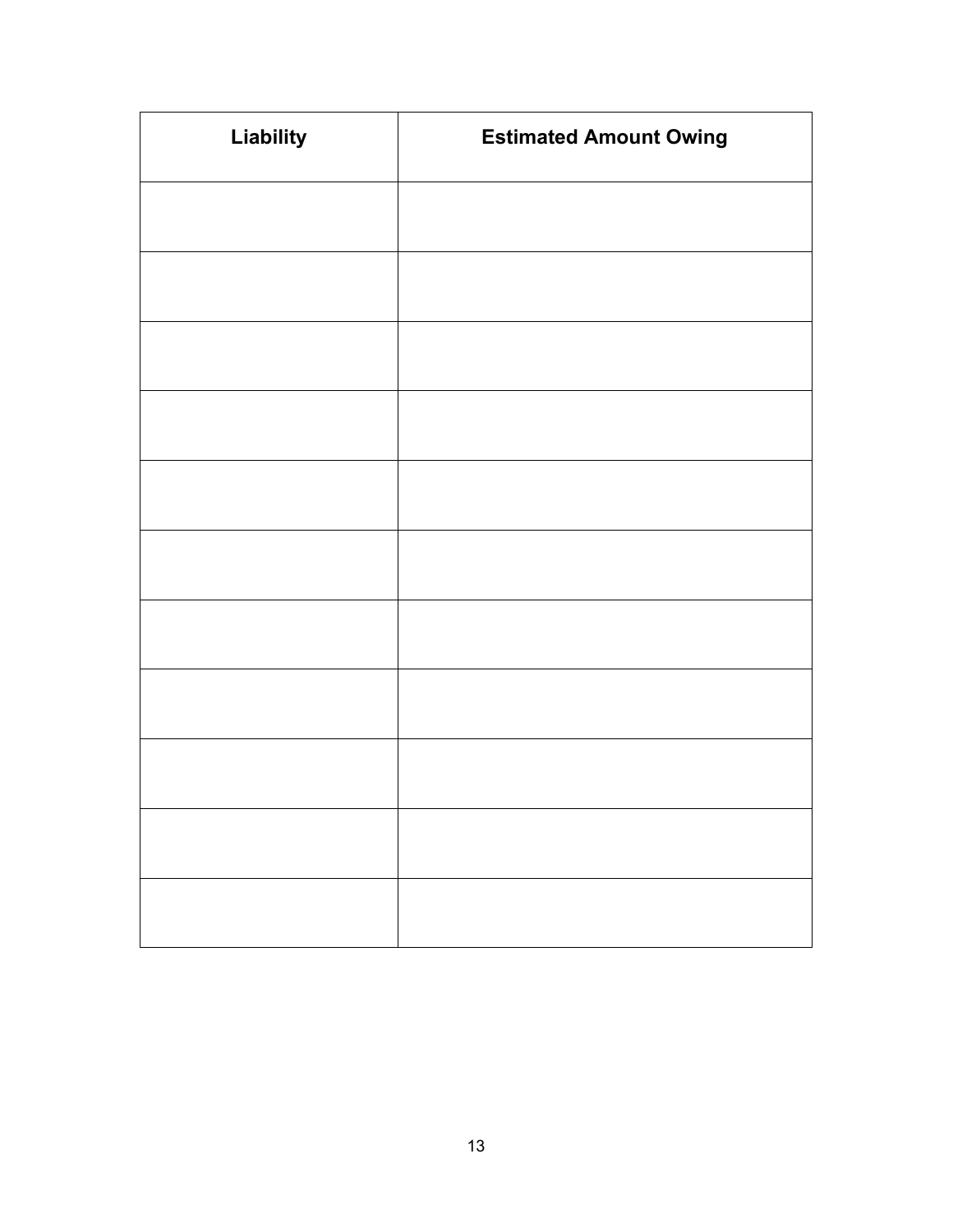| Liability | Estimated Amount Owing |
|---|---|
| | |
| | |
| | |
| | |
| | |
| | |
| | |
| | |
| | |
| | |
| | |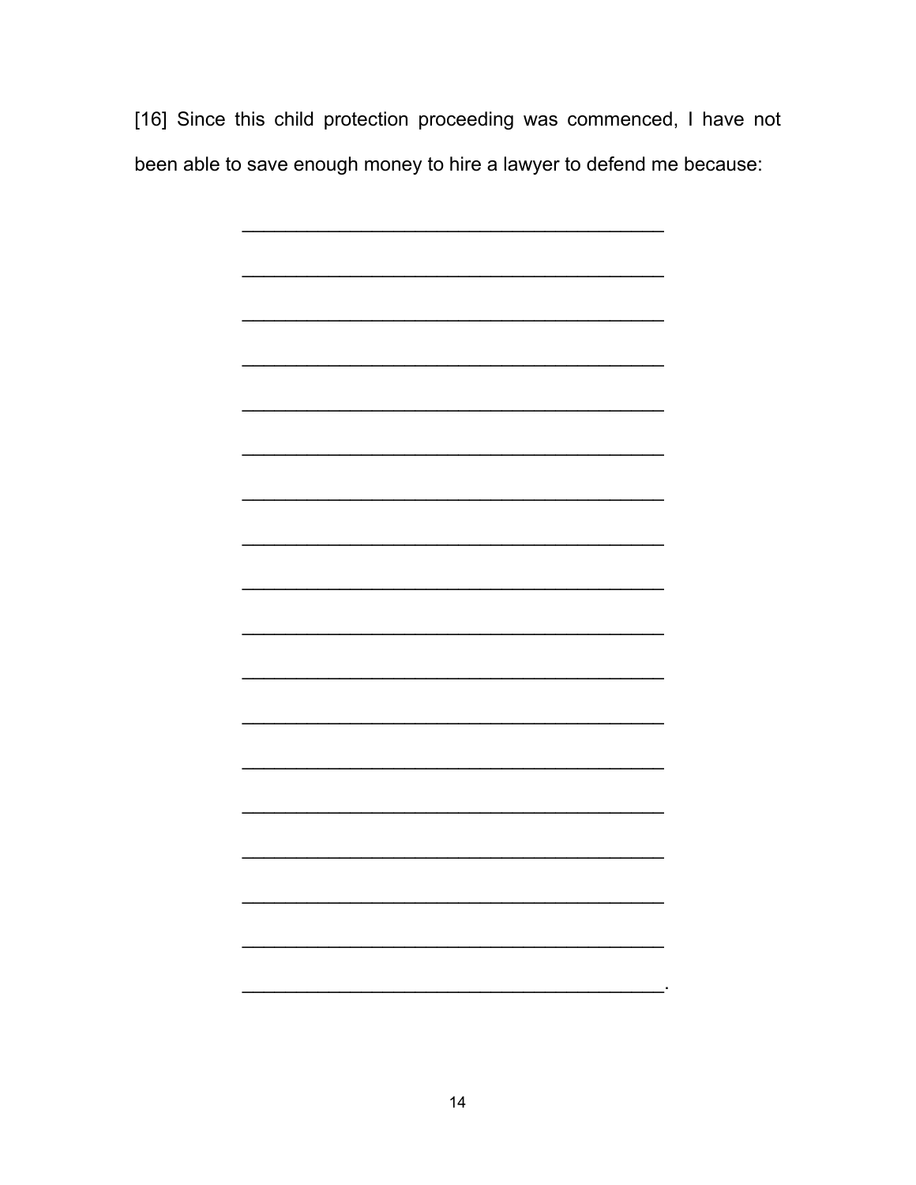[16] Since this child protection proceeding was commenced, I have not been able to save enough money to hire a lawyer to defend me because:

________________________________________

________________________________________

________________________________________

________________________________________

________________________________________

________________________________________

________________________________________

________________________________________

________________________________________

________________________________________

________________________________________

________________________________________

________________________________________

________________________________________

________________________________________

________________________________________

________________________________________

________________________________________.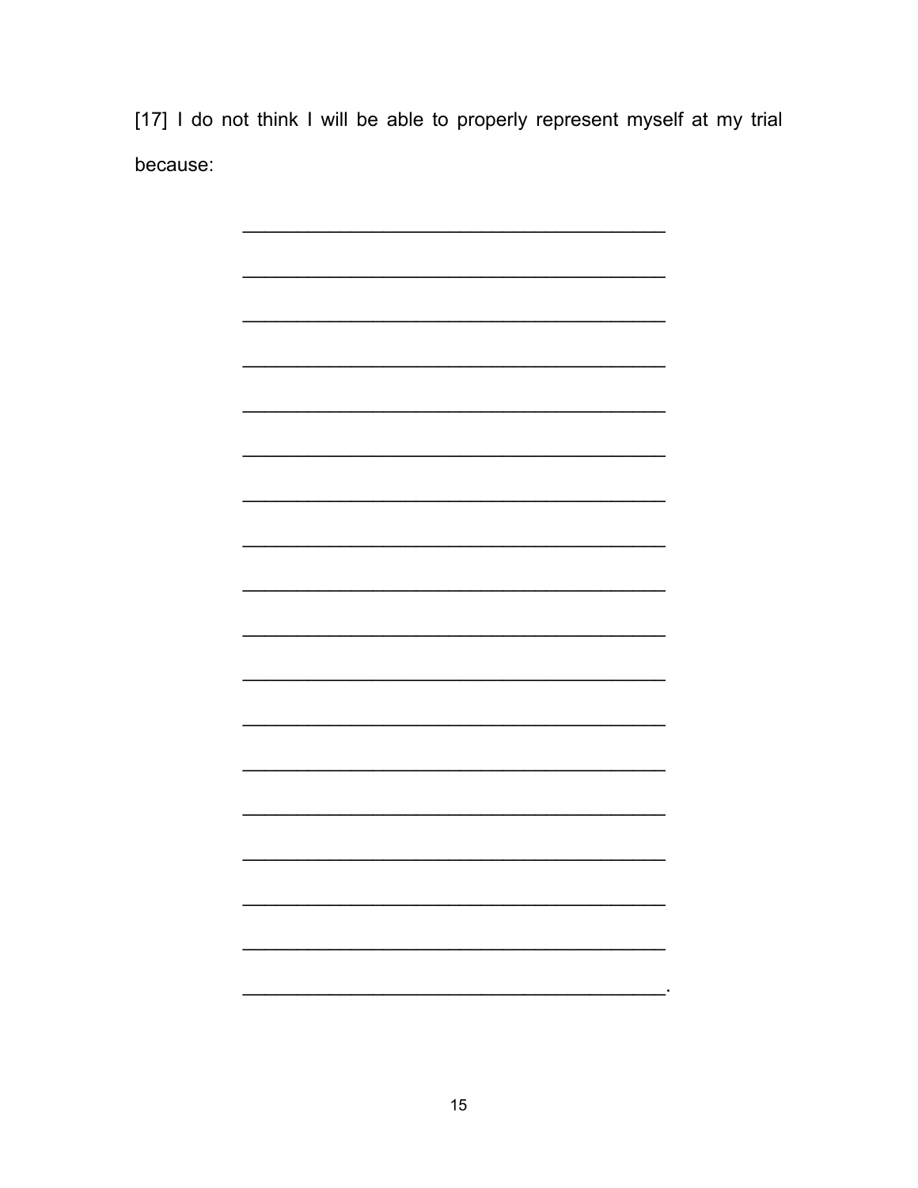[17] I do not think I will be able to properly represent myself at my trial because:

\_\_\_\_\_\_\_\_\_\_\_\_\_\_\_\_\_\_\_\_\_\_\_\_\_\_\_\_\_\_\_\_\_\_\_\_\_\_\_\_

\_\_\_\_\_\_\_\_\_\_\_\_\_\_\_\_\_\_\_\_\_\_\_\_\_\_\_\_\_\_\_\_\_\_\_\_\_\_\_\_

\_\_\_\_\_\_\_\_\_\_\_\_\_\_\_\_\_\_\_\_\_\_\_\_\_\_\_\_\_\_\_\_\_\_\_\_\_\_\_\_

\_\_\_\_\_\_\_\_\_\_\_\_\_\_\_\_\_\_\_\_\_\_\_\_\_\_\_\_\_\_\_\_\_\_\_\_\_\_\_\_

\_\_\_\_\_\_\_\_\_\_\_\_\_\_\_\_\_\_\_\_\_\_\_\_\_\_\_\_\_\_\_\_\_\_\_\_\_\_\_\_

\_\_\_\_\_\_\_\_\_\_\_\_\_\_\_\_\_\_\_\_\_\_\_\_\_\_\_\_\_\_\_\_\_\_\_\_\_\_\_\_

\_\_\_\_\_\_\_\_\_\_\_\_\_\_\_\_\_\_\_\_\_\_\_\_\_\_\_\_\_\_\_\_\_\_\_\_\_\_\_\_

\_\_\_\_\_\_\_\_\_\_\_\_\_\_\_\_\_\_\_\_\_\_\_\_\_\_\_\_\_\_\_\_\_\_\_\_\_\_\_\_

\_\_\_\_\_\_\_\_\_\_\_\_\_\_\_\_\_\_\_\_\_\_\_\_\_\_\_\_\_\_\_\_\_\_\_\_\_\_\_\_

\_\_\_\_\_\_\_\_\_\_\_\_\_\_\_\_\_\_\_\_\_\_\_\_\_\_\_\_\_\_\_\_\_\_\_\_\_\_\_\_

\_\_\_\_\_\_\_\_\_\_\_\_\_\_\_\_\_\_\_\_\_\_\_\_\_\_\_\_\_\_\_\_\_\_\_\_\_\_\_\_

\_\_\_\_\_\_\_\_\_\_\_\_\_\_\_\_\_\_\_\_\_\_\_\_\_\_\_\_\_\_\_\_\_\_\_\_\_\_\_\_

\_\_\_\_\_\_\_\_\_\_\_\_\_\_\_\_\_\_\_\_\_\_\_\_\_\_\_\_\_\_\_\_\_\_\_\_\_\_\_\_

\_\_\_\_\_\_\_\_\_\_\_\_\_\_\_\_\_\_\_\_\_\_\_\_\_\_\_\_\_\_\_\_\_\_\_\_\_\_\_\_

\_\_\_\_\_\_\_\_\_\_\_\_\_\_\_\_\_\_\_\_\_\_\_\_\_\_\_\_\_\_\_\_\_\_\_\_\_\_\_\_

\_\_\_\_\_\_\_\_\_\_\_\_\_\_\_\_\_\_\_\_\_\_\_\_\_\_\_\_\_\_\_\_\_\_\_\_\_\_\_\_

\_\_\_\_\_\_\_\_\_\_\_\_\_\_\_\_\_\_\_\_\_\_\_\_\_\_\_\_\_\_\_\_\_\_\_\_\_\_\_\_

\_\_\_\_\_\_\_\_\_\_\_\_\_\_\_\_\_\_\_\_\_\_\_\_\_\_\_\_\_\_\_\_\_\_\_\_\_\_\_\_.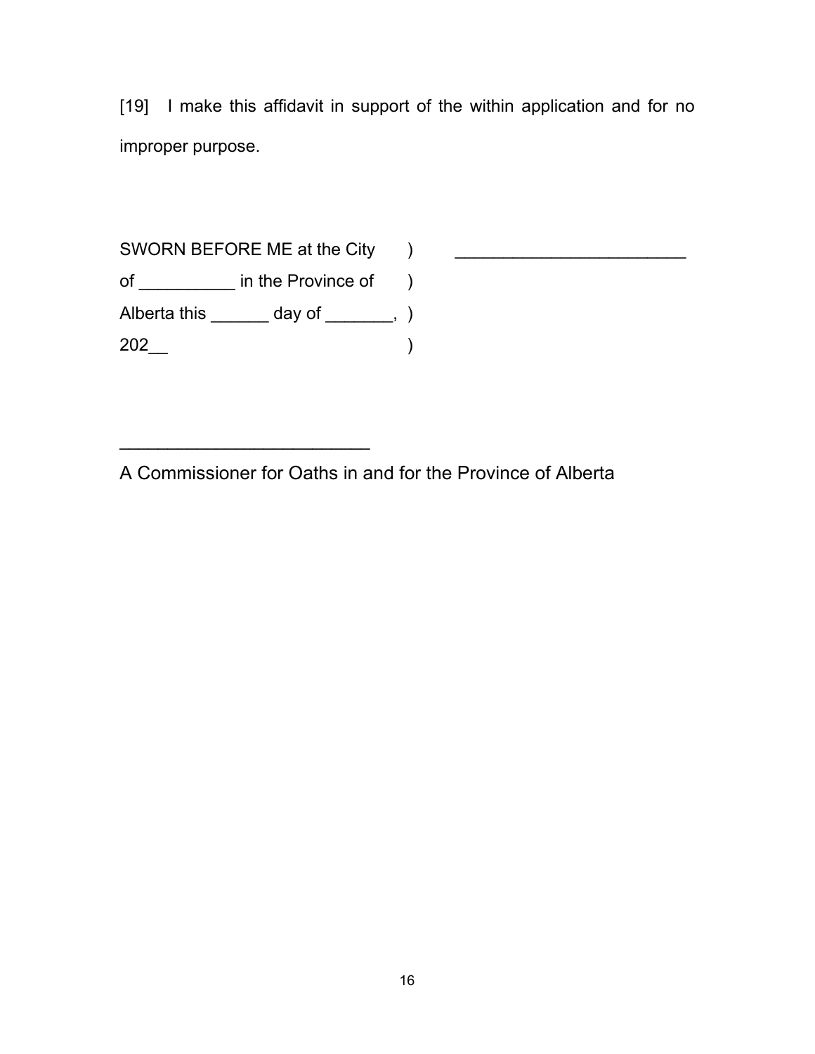[19] I make this affidavit in support of the within application and for no improper purpose.

| | | |
|---|---|---|
| SWORN BEFORE ME at the City | ) | _________________________ |
| of __________ in the Province of | ) | |
| Alberta this ______ day of _______, | ) | |
| 202__ | ) | |

___________________________

A Commissioner for Oaths in and for the Province of Alberta